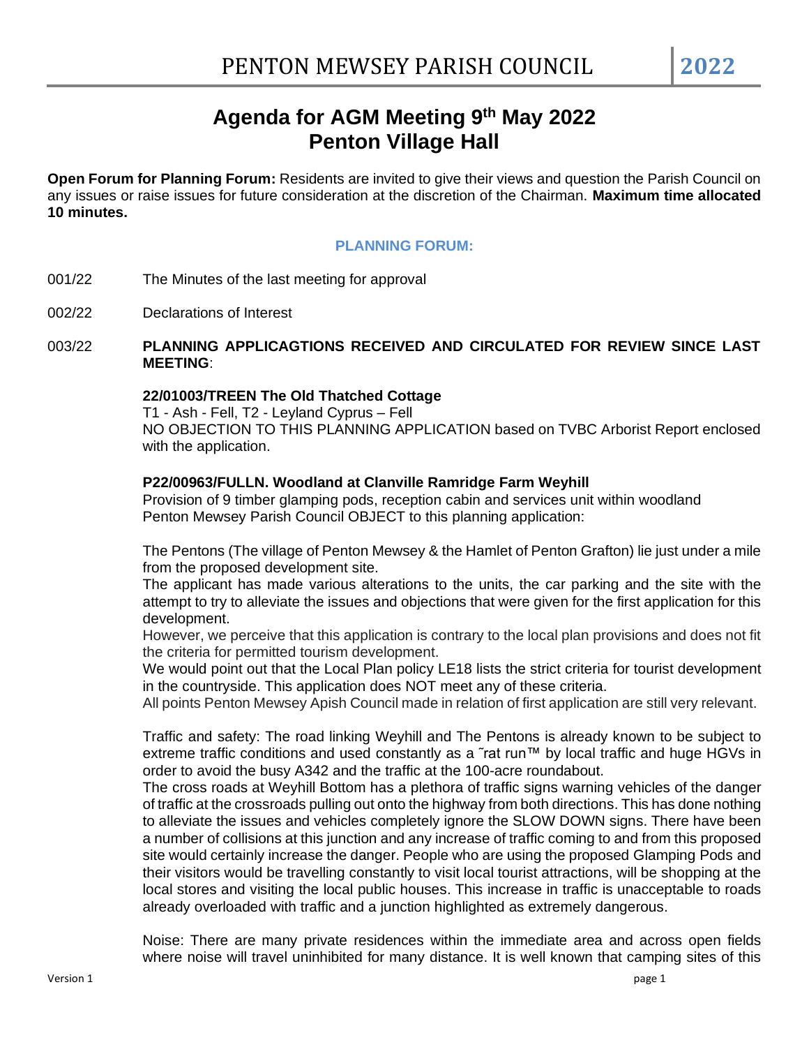# Agenda for AGM Meeting 9th May 2022
# Penton Village Hall

**Open Forum for Planning Forum:** Residents are invited to give their views and question the Parish Council on any issues or raise issues for future consideration at the discretion of the Chairman. **Maximum time allocated 10 minutes.**

### PLANNING FORUM:

001/22 The Minutes of the last meeting for approval

002/22 Declarations of Interest

003/22 **PLANNING APPLICAGTIONS RECEIVED AND CIRCULATED FOR REVIEW SINCE LAST MEETING**:

**22/01003/TREEN The Old Thatched Cottage**
T1 - Ash - Fell, T2 - Leyland Cyprus – Fell
NO OBJECTION TO THIS PLANNING APPLICATION based on TVBC Arborist Report enclosed with the application.

**P22/00963/FULLN. Woodland at Clanville Ramridge Farm Weyhill**
Provision of 9 timber glamping pods, reception cabin and services unit within woodland
Penton Mewsey Parish Council OBJECT to this planning application:

The Pentons (The village of Penton Mewsey & the Hamlet of Penton Grafton) lie just under a mile from the proposed development site.
The applicant has made various alterations to the units, the car parking and the site with the attempt to try to alleviate the issues and objections that were given for the first application for this development.
However, we perceive that this application is contrary to the local plan provisions and does not fit the criteria for permitted tourism development.
We would point out that the Local Plan policy LE18 lists the strict criteria for tourist development in the countryside. This application does NOT meet any of these criteria.
All points Penton Mewsey Apish Council made in relation of first application are still very relevant.

Traffic and safety: The road linking Weyhill and The Pentons is already known to be subject to extreme traffic conditions and used constantly as a ˜rat run™ by local traffic and huge HGVs in order to avoid the busy A342 and the traffic at the 100-acre roundabout.
The cross roads at Weyhill Bottom has a plethora of traffic signs warning vehicles of the danger of traffic at the crossroads pulling out onto the highway from both directions. This has done nothing to alleviate the issues and vehicles completely ignore the SLOW DOWN signs. There have been a number of collisions at this junction and any increase of traffic coming to and from this proposed site would certainly increase the danger. People who are using the proposed Glamping Pods and their visitors would be travelling constantly to visit local tourist attractions, will be shopping at the local stores and visiting the local public houses. This increase in traffic is unacceptable to roads already overloaded with traffic and a junction highlighted as extremely dangerous.

Noise: There are many private residences within the immediate area and across open fields where noise will travel uninhibited for many distance. It is well known that camping sites of this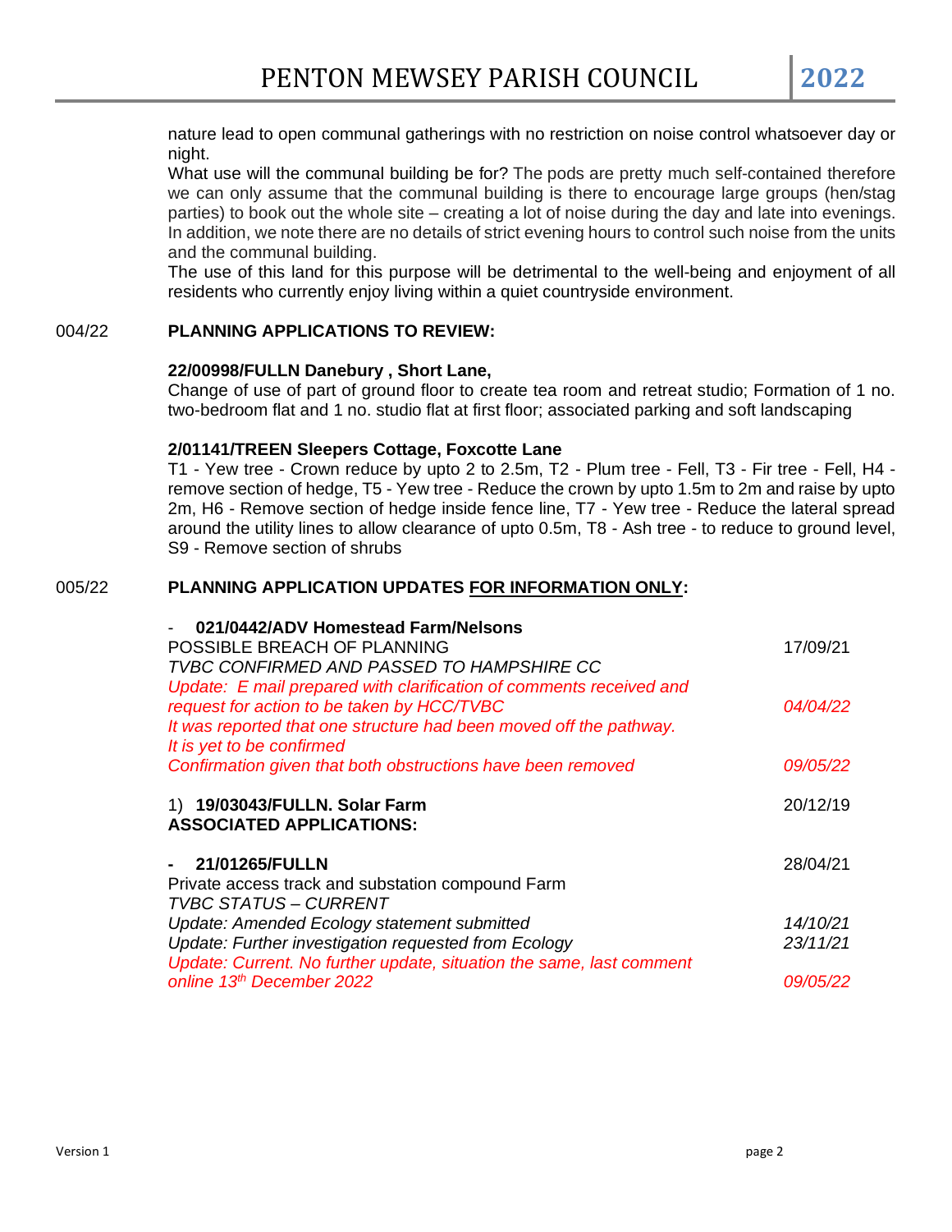nature lead to open communal gatherings with no restriction on noise control whatsoever day or night.

What use will the communal building be for? The pods are pretty much self-contained therefore we can only assume that the communal building is there to encourage large groups (hen/stag parties) to book out the whole site – creating a lot of noise during the day and late into evenings. In addition, we note there are no details of strict evening hours to control such noise from the units and the communal building.

The use of this land for this purpose will be detrimental to the well-being and enjoyment of all residents who currently enjoy living within a quiet countryside environment.

004/22 **PLANNING APPLICATIONS TO REVIEW:**

**22/00998/FULLN Danebury , Short Lane,**
Change of use of part of ground floor to create tea room and retreat studio; Formation of 1 no. two-bedroom flat and 1 no. studio flat at first floor; associated parking and soft landscaping

**2/01141/TREEN Sleepers Cottage, Foxcotte Lane**
T1 - Yew tree - Crown reduce by upto 2 to 2.5m, T2 - Plum tree - Fell, T3 - Fir tree - Fell, H4 - remove section of hedge, T5 - Yew tree - Reduce the crown by upto 1.5m to 2m and raise by upto 2m, H6 - Remove section of hedge inside fence line, T7 - Yew tree - Reduce the lateral spread around the utility lines to allow clearance of upto 0.5m, T8 - Ash tree - to reduce to ground level, S9 - Remove section of shrubs

005/22 **PLANNING APPLICATION UPDATES <u>FOR INFORMATION ONLY</u>:**

- **021/0442/ADV Homestead Farm/Nelsons**

| | |
|---|---|
| POSSIBLE BREACH OF PLANNING | 17/09/21 |
| *TVBC CONFIRMED AND PASSED TO HAMPSHIRE CC* | |
| *Update: E mail prepared with clarification of comments received and request for action to be taken by HCC/TVBC* | *04/04/22* |
| *It was reported that one structure had been moved off the pathway. It is yet to be confirmed* | |
| *Confirmation given that both obstructions have been removed* | *09/05/22* |

| | |
|---|---|
| 1) **19/03043/FULLN. Solar Farm** | 20/12/19 |
| **ASSOCIATED APPLICATIONS:** | |
| - **21/01265/FULLN** | 28/04/21 |
| Private access track and substation compound Farm | |
| *TVBC STATUS – CURRENT* | |
| *Update: Amended Ecology statement submitted* | *14/10/21* |
| *Update: Further investigation requested from Ecology* | *23/11/21* |
| *Update: Current. No further update, situation the same, last comment online 13th December 2022* | *09/05/22* |

Version 1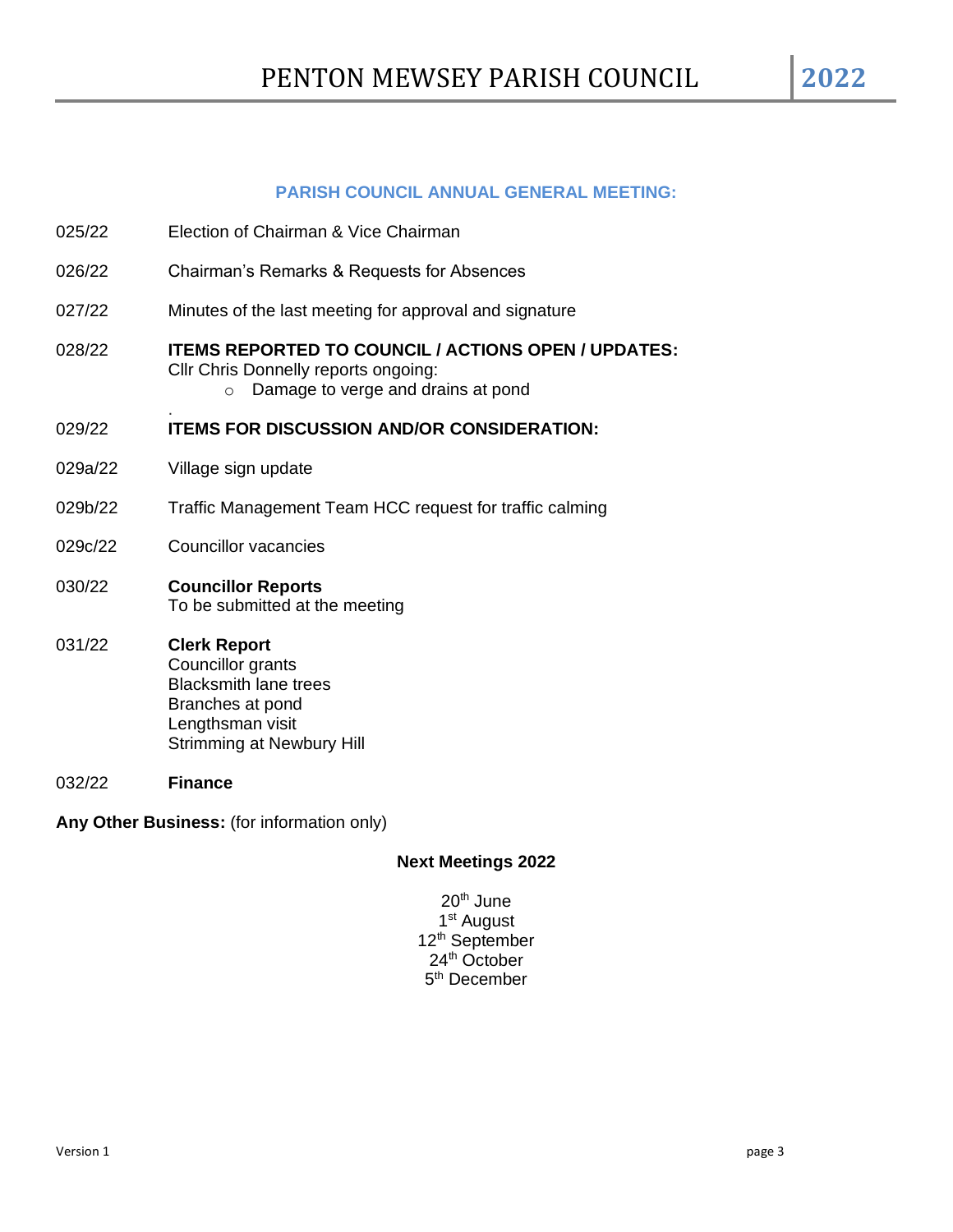### PARISH COUNCIL ANNUAL GENERAL MEETING:

025/22 Election of Chairman & Vice Chairman

026/22 Chairman's Remarks & Requests for Absences

027/22 Minutes of the last meeting for approval and signature

028/22 **ITEMS REPORTED TO COUNCIL / ACTIONS OPEN / UPDATES:**
Cllr Chris Donnelly reports ongoing:

- Damage to verge and drains at pond

029/22 **ITEMS FOR DISCUSSION AND/OR CONSIDERATION:**

029a/22 Village sign update

029b/22 Traffic Management Team HCC request for traffic calming

029c/22 Councillor vacancies

030/22 **Councillor Reports**
To be submitted at the meeting

031/22 **Clerk Report**
Councillor grants
Blacksmith lane trees
Branches at pond
Lengthsman visit
Strimming at Newbury Hill

032/22 **Finance**

**Any Other Business:** (for information only)

**Next Meetings 2022**

20th June
1st August
12th September
24th October
5th December